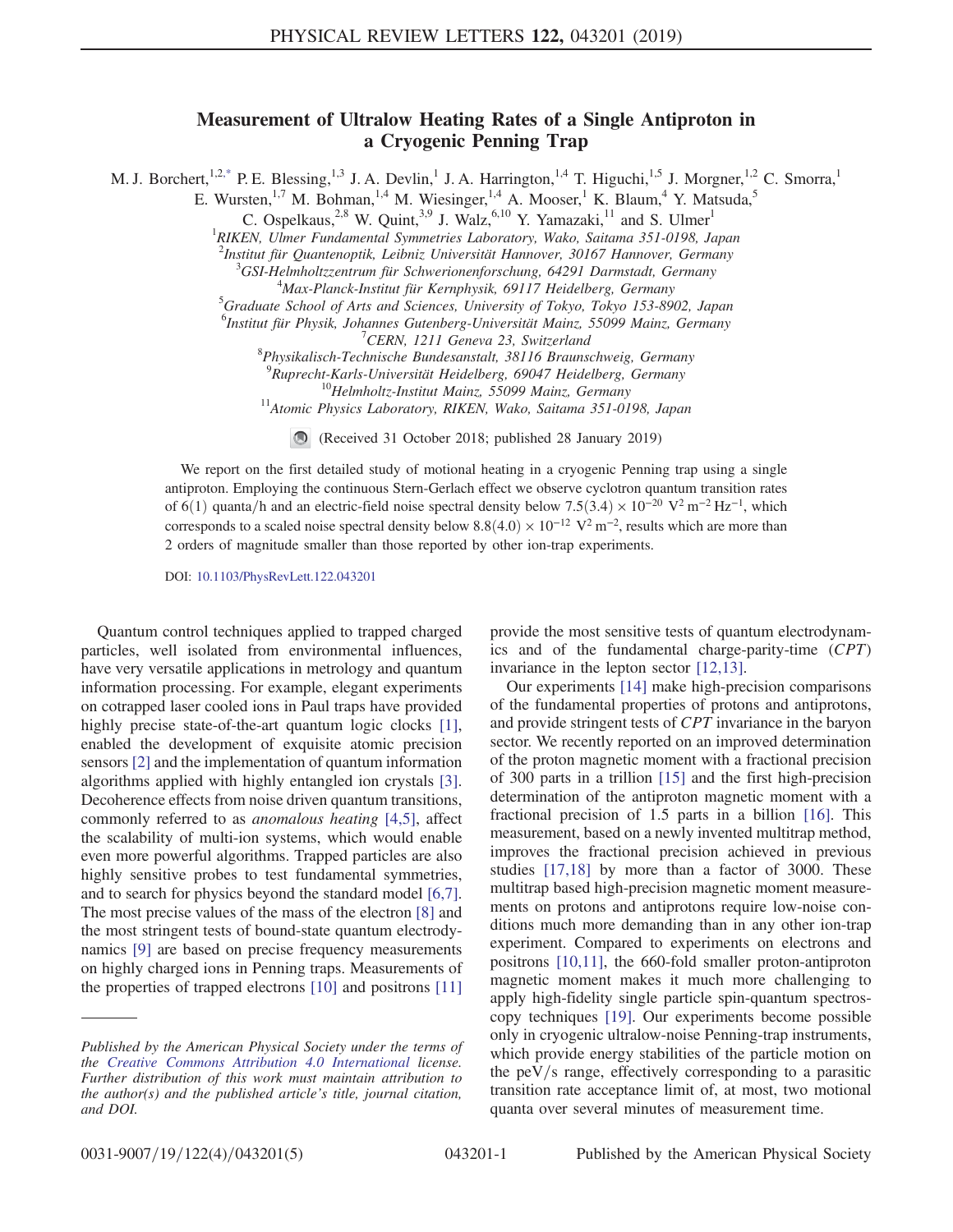# Measurement of Ultralow Heating Rates of a Single Antiproton in a Cryogenic Penning Trap

M. J. Borchert,[1,2,*] P. E. Blessing,[1,3] J. A. Devlin,[1] J. A. Harrington,[1,4] T. Higuchi,[1,5] J. Morgner,[1,2] C. Smorra,[1] E. Wursten,[1,7] M. Bohman,[1,4] M. Wiesinger,[1,4] A. Mooser,[1] K. Blaum,[4] Y. Matsuda,[5] C. Ospelkaus,[2,8] W. Quint,[3,9] J. Walz,[6,10] Y. Yamazaki,[11] and S. Ulmer[1]

[1]RIKEN, Ulmer Fundamental Symmetries Laboratory, Wako, Saitama 351-0198, Japan
[2]Institut für Quantenoptik, Leibniz Universität Hannover, 30167 Hannover, Germany
[3]GSI-Helmholtzzentrum für Schwerionenforschung, 64291 Darmstadt, Germany
[4]Max-Planck-Institut für Kernphysik, 69117 Heidelberg, Germany
[5]Graduate School of Arts and Sciences, University of Tokyo, Tokyo 153-8902, Japan
[6]Institut für Physik, Johannes Gutenberg-Universität Mainz, 55099 Mainz, Germany
[7]CERN, 1211 Geneva 23, Switzerland
[8]Physikalisch-Technische Bundesanstalt, 38116 Braunschweig, Germany
[9]Ruprecht-Karls-Universität Heidelberg, 69047 Heidelberg, Germany
[10]Helmholtz-Institut Mainz, 55099 Mainz, Germany
[11]Atomic Physics Laboratory, RIKEN, Wako, Saitama 351-0198, Japan

(Received 31 October 2018; published 28 January 2019)

We report on the first detailed study of motional heating in a cryogenic Penning trap using a single antiproton. Employing the continuous Stern-Gerlach effect we observe cyclotron quantum transition rates of 6(1) quanta/h and an electric-field noise spectral density below $7.5(3.4) \times 10^{-20}\ \mathrm{V^2\,m^{-2}\,Hz^{-1}}$, which corresponds to a scaled noise spectral density below $8.8(4.0) \times 10^{-12}\ \mathrm{V^2\,m^{-2}}$, results which are more than 2 orders of magnitude smaller than those reported by other ion-trap experiments.

DOI: 10.1103/PhysRevLett.122.043201

Quantum control techniques applied to trapped charged particles, well isolated from environmental influences, have very versatile applications in metrology and quantum information processing. For example, elegant experiments on cotrapped laser cooled ions in Paul traps have provided highly precise state-of-the-art quantum logic clocks [1], enabled the development of exquisite atomic precision sensors [2] and the implementation of quantum information algorithms applied with highly entangled ion crystals [3]. Decoherence effects from noise driven quantum transitions, commonly referred to as *anomalous heating* [4,5], affect the scalability of multi-ion systems, which would enable even more powerful algorithms. Trapped particles are also highly sensitive probes to test fundamental symmetries, and to search for physics beyond the standard model [6,7]. The most precise values of the mass of the electron [8] and the most stringent tests of bound-state quantum electrodynamics [9] are based on precise frequency measurements on highly charged ions in Penning traps. Measurements of the properties of trapped electrons [10] and positrons [11] provide the most sensitive tests of quantum electrodynamics and of the charge-parity-time ($CPT$) invariance in the lepton sector [12,13].

Our experiments [14] make high-precision comparisons of the fundamental properties of protons and antiprotons, and provide stringent tests of $CPT$ invariance in the baryon sector. We recently reported on an improved determination of the proton magnetic moment with a fractional precision of 300 parts in a trillion [15] and the first high-precision determination of the antiproton magnetic moment with a fractional precision of 1.5 parts in a billion [16]. This measurement, based on a newly invented multitrap method, improves the fractional precision achieved in previous studies [17,18] by more than a factor of 3000. These multitrap based high-precision magnetic moment measurements on protons and antiprotons require low-noise conditions much more demanding than in any other ion-trap experiment. Compared to experiments on electrons and positrons [10,11], the 660-fold smaller proton-antiproton magnetic moment makes it much more challenging to apply high-fidelity single particle spin-quantum spectroscopy techniques [19]. Our experiments become possible only in cryogenic ultralow-noise Penning-trap instruments, which provide energy stabilities of the particle motion on the peV/s range, effectively corresponding to a parasitic transition rate acceptance limit of, at most, two motional quanta over several minutes of measurement time.

*Published by the American Physical Society under the terms of the Creative Commons Attribution 4.0 International license. Further distribution of this work must maintain attribution to the author(s) and the published article's title, journal citation, and DOI.*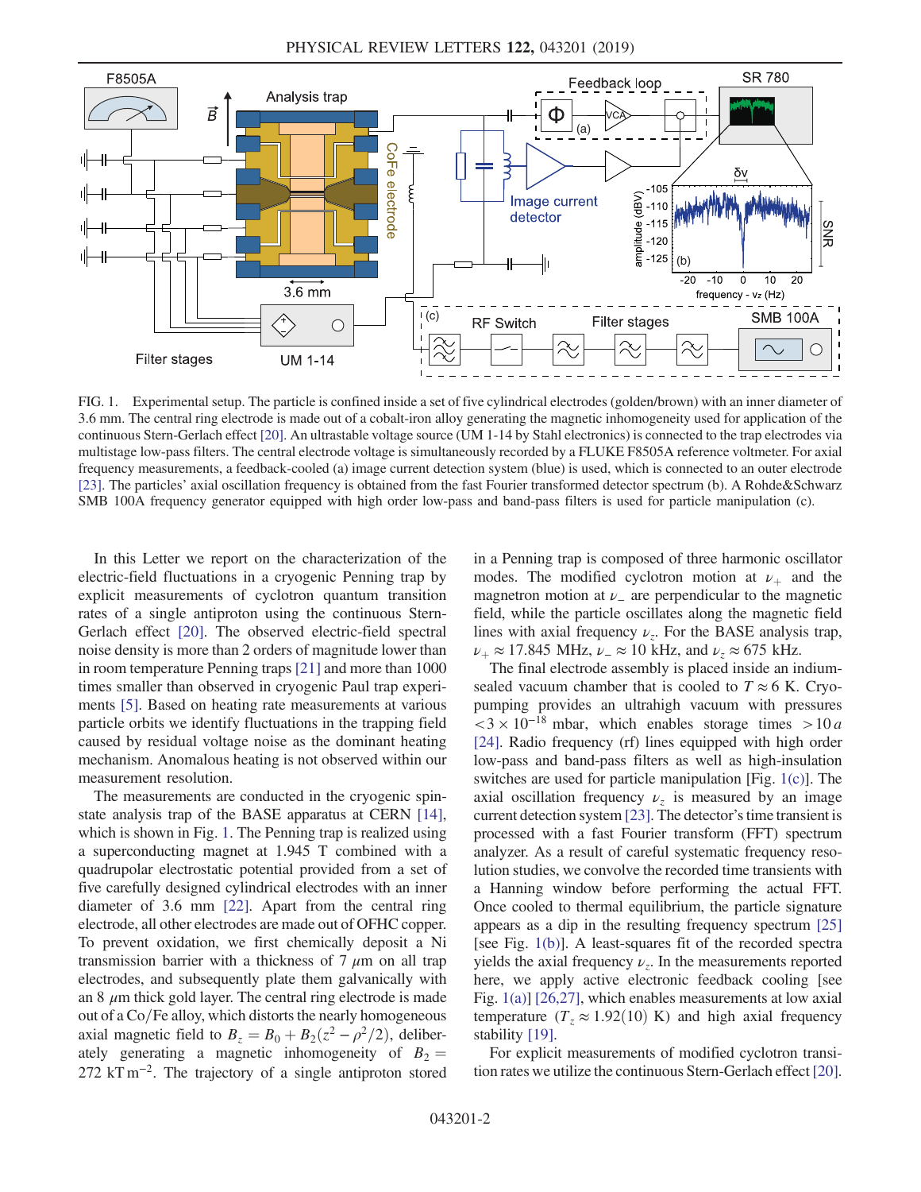FIG. 1. Experimental setup. The particle is confined inside a set of five cylindrical electrodes (golden/brown) with an inner diameter of 3.6 mm. The central ring electrode is made out of a cobalt-iron alloy generating the magnetic inhomogeneity used for application of the continuous Stern-Gerlach effect [20]. An ultrastable voltage source (UM 1-14 by Stahl electronics) is connected to the trap electrodes via multistage low-pass filters. The central electrode voltage is simultaneously recorded by a FLUKE F8505A reference voltmeter. For axial frequency measurements, a feedback-cooled (a) image current detection system (blue) is used, which is connected to an outer electrode [23]. The particles' axial oscillation frequency is obtained from the fast Fourier transformed detector spectrum (b). A Rohde&Schwarz SMB 100A frequency generator equipped with high order low-pass and band-pass filters is used for particle manipulation (c).

In this Letter we report on the characterization of the electric-field fluctuations in a cryogenic Penning trap by explicit measurements of cyclotron quantum transition rates of a single antiproton using the continuous Stern-Gerlach effect [20]. The observed electric-field spectral noise density is more than 2 orders of magnitude lower than in room temperature Penning traps [21] and more than 1000 times smaller than observed in cryogenic Paul trap experiments [5]. Based on heating rate measurements at various particle orbits we identify fluctuations in the trapping field caused by residual voltage noise as the dominant heating mechanism. Anomalous heating is not observed within our measurement resolution.

The measurements are conducted in the cryogenic spin-state analysis trap of the BASE apparatus at CERN [14], which is shown in Fig. 1. The Penning trap is realized using a superconducting magnet at 1.945 T combined with a quadrupolar electrostatic potential provided from a set of five carefully designed cylindrical electrodes with an inner diameter of 3.6 mm [22]. Apart from the central ring electrode, all other electrodes are made out of OFHC copper. To prevent oxidation, we first chemically deposit a Ni transmission barrier with a thickness of 7 $\mu$m on all trap electrodes, and subsequently plate them galvanically with an 8 $\mu$m thick gold layer. The central ring electrode is made out of a Co/Fe alloy, which distorts the nearly homogeneous axial magnetic field to $B_z = B_0 + B_2(z^2 - \rho^2/2)$, deliberately generating a magnetic inhomogeneity of $B_2 = 272\ \mathrm{kT\,m^{-2}}$. The trajectory of a single antiproton stored in a Penning trap is composed of three harmonic oscillator modes. The modified cyclotron motion at $\nu_+$ and the magnetron motion at $\nu_-$ are perpendicular to the magnetic field, while the particle oscillates along the magnetic field lines with axial frequency $\nu_z$. For the BASE analysis trap, $\nu_+ \approx 17.845$ MHz, $\nu_- \approx 10$ kHz, and $\nu_z \approx 675$ kHz.

The final electrode assembly is placed inside an indium-sealed vacuum chamber that is cooled to $T \approx 6$ K. Cryopumping provides an ultrahigh vacuum with pressures $< 3 \times 10^{-18}$ mbar, which enables storage times $> 10\,a$ [24]. Radio frequency (rf) lines equipped with high order low-pass and band-pass filters as well as high-insulation switches are used for particle manipulation [Fig. 1(c)]. The axial oscillation frequency $\nu_z$ is measured by an image current detection system [23]. The detector's time transient is processed with a fast Fourier transform (FFT) spectrum analyzer. As a result of careful systematic frequency resolution studies, we convolve the recorded time transients with a Hanning window before performing the actual FFT. Once cooled to thermal equilibrium, the particle signature appears as a dip in the resulting frequency spectrum [25] [see Fig. 1(b)]. A least-squares fit of the recorded spectra yields the axial frequency $\nu_z$. In the measurements reported here, we apply active electronic feedback cooling [see Fig. 1(a)] [26,27], which enables measurements at low axial temperature ($T_z \approx 1.92(10)$ K) and high axial frequency stability [19].

For explicit measurements of modified cyclotron transition rates we utilize the continuous Stern-Gerlach effect [20].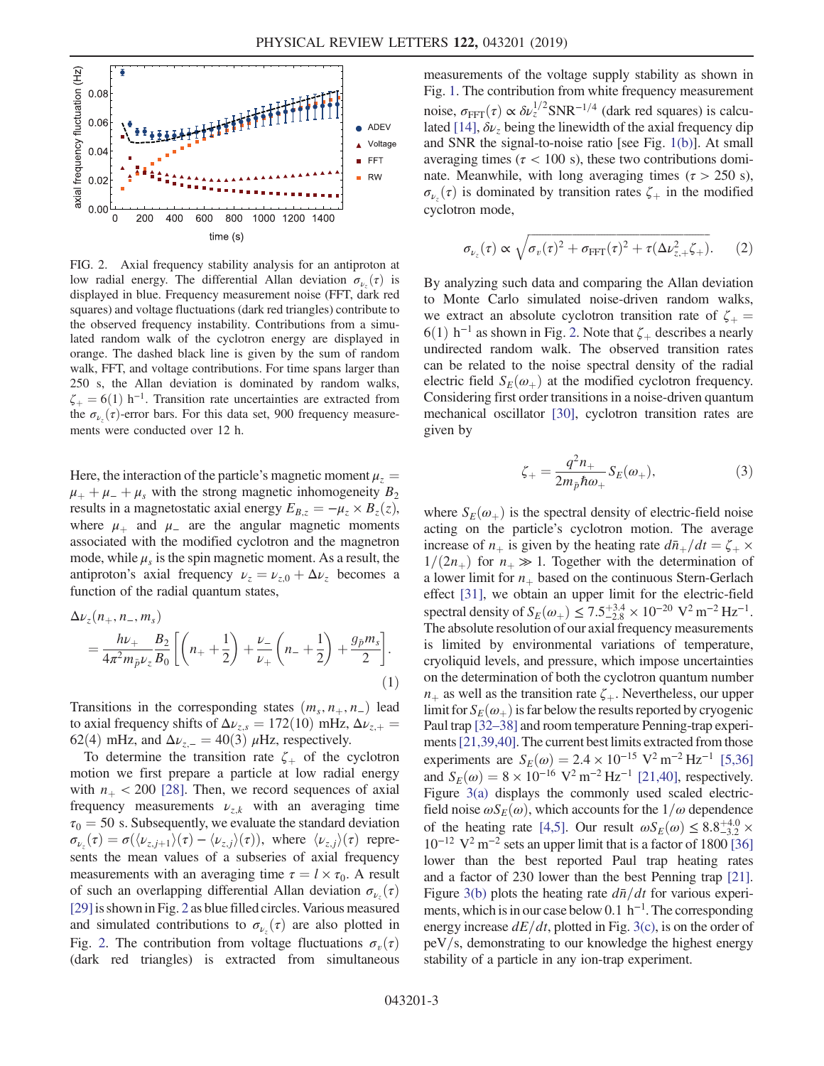FIG. 2. Axial frequency stability analysis for an antiproton at low radial energy. The differential Allan deviation $\sigma_{\nu_z}(\tau)$ is displayed in blue. Frequency measurement noise (FFT, dark red squares) and voltage fluctuations (dark red triangles) contribute to the observed frequency instability. Contributions from a simulated random walk of the cyclotron energy are displayed in orange. The dashed black line is given by the sum of random walk, FFT, and voltage contributions. For time spans larger than 250 s, the Allan deviation is dominated by random walks, $\zeta_+ = 6(1)\ \mathrm{h}^{-1}$. Transition rate uncertainties are extracted from the $\sigma_{\nu_z}(\tau)$-error bars. For this data set, 900 frequency measurements were conducted over 12 h.

Here, the interaction of the particle's magnetic moment $\mu_z = \mu_+ + \mu_- + \mu_s$ with the strong magnetic inhomogeneity $B_2$ results in a magnetostatic axial energy $E_{B,z} = -\mu_z \times B_z(z)$, where $\mu_+$ and $\mu_-$ are the angular magnetic moments associated with the modified cyclotron and the magnetron mode, while $\mu_s$ is the spin magnetic moment. As a result, the antiproton's axial frequency $\nu_z = \nu_{z,0} + \Delta\nu_z$ becomes a function of the radial quantum states,

$$\Delta\nu_z(n_+, n_-, m_s) = \frac{h\nu_+}{4\pi^2 m_{\bar{p}} \nu_z} \frac{B_2}{B_0} \left[ \left(n_+ + \frac{1}{2}\right) + \frac{\nu_-}{\nu_+}\left(n_- + \frac{1}{2}\right) + \frac{g_{\bar{p}} m_s}{2} \right]. \quad (1)$$

Transitions in the corresponding states $(m_s, n_+, n_-)$ lead to axial frequency shifts of $\Delta\nu_{z,s} = 172(10)$ mHz, $\Delta\nu_{z,+} = 62(4)$ mHz, and $\Delta\nu_{z,-} = 40(3)\ \mu$Hz, respectively.

To determine the transition rate $\zeta_+$ of the cyclotron motion we first prepare a particle at low radial energy with $n_+ < 200$ [28]. Then, we record sequences of axial frequency measurements $\nu_{z,k}$ with an averaging time $\tau_0 = 50$ s. Subsequently, we evaluate the standard deviation $\sigma_{\nu_z}(\tau) = \sigma(\langle \nu_{z,j+1}\rangle(\tau) - \langle \nu_{z,j}\rangle(\tau))$, where $\langle \nu_{z,j}\rangle(\tau)$ represents the mean values of a subseries of axial frequency measurements with an averaging time $\tau = l \times \tau_0$. A result of such an overlapping differential Allan deviation $\sigma_{\nu_z}(\tau)$ [29] is shown in Fig. 2 as blue filled circles. Various measured and simulated contributions to $\sigma_{\nu_z}(\tau)$ are also plotted in Fig. 2. The contribution from voltage fluctuations $\sigma_v(\tau)$ (dark red triangles) is extracted from simultaneous measurements of the voltage supply stability as shown in Fig. 1. The contribution from white frequency measurement noise, $\sigma_{\mathrm{FFT}}(\tau) \propto \delta\nu_z^{1/2}\mathrm{SNR}^{-1/4}$ (dark red squares) is calculated [14], $\delta\nu_z$ being the linewidth of the axial frequency dip and SNR the signal-to-noise ratio [see Fig. 1(b)]. At small averaging times ($\tau < 100$ s), these two contributions dominate. Meanwhile, with long averaging times ($\tau > 250$ s), $\sigma_{\nu_z}(\tau)$ is dominated by transition rates $\zeta_+$ in the modified cyclotron mode,

$$\sigma_{\nu_z}(\tau) \propto \sqrt{\sigma_v(\tau)^2 + \sigma_{\mathrm{FFT}}(\tau)^2 + \tau(\Delta\nu_{z,+}^2 \zeta_+)}. \quad (2)$$

By analyzing such data and comparing the Allan deviation to Monte Carlo simulated noise-driven random walks, we extract an absolute cyclotron transition rate of $\zeta_+ = 6(1)\ \mathrm{h}^{-1}$ as shown in Fig. 2. Note that $\zeta_+$ describes a nearly undirected random walk. The observed transition rates can be related to the noise spectral density of the radial electric field $S_E(\omega_+)$ at the modified cyclotron frequency. Considering first order transitions in a noise-driven quantum mechanical oscillator [30], cyclotron transition rates are given by

$$\zeta_+ = \frac{q^2 n_+}{2 m_{\bar{p}} \hbar \omega_+} S_E(\omega_+), \quad (3)$$

where $S_E(\omega_+)$ is the spectral density of electric-field noise acting on the particle's cyclotron motion. The average increase of $n_+$ is given by the heating rate $d\bar{n}_+/dt = \zeta_+ \times 1/(2n_+)$ for $n_+ \gg 1$. Together with the determination of a lower limit for $n_+$ based on the continuous Stern-Gerlach effect [31], we obtain an upper limit for the electric-field spectral density of $S_E(\omega_+) \leq 7.5^{+3.4}_{-2.8} \times 10^{-20}\ \mathrm{V}^2\,\mathrm{m}^{-2}\,\mathrm{Hz}^{-1}$. The absolute resolution of our axial frequency measurements is limited by environmental variations of temperature, cryoliquid levels, and pressure, which impose uncertainties on the determination of both the cyclotron quantum number $n_+$ as well as the transition rate $\zeta_+$. Nevertheless, our upper limit for $S_E(\omega_+)$ is far below the results reported by cryogenic Paul trap [32–38] and room temperature Penning-trap experiments [21,39,40]. The current best limits extracted from those experiments are $S_E(\omega) = 2.4 \times 10^{-15}\ \mathrm{V}^2\,\mathrm{m}^{-2}\,\mathrm{Hz}^{-1}$ [5,36] and $S_E(\omega) = 8 \times 10^{-16}\ \mathrm{V}^2\,\mathrm{m}^{-2}\,\mathrm{Hz}^{-1}$ [21,40], respectively. Figure 3(a) displays the commonly used scaled electric-field noise $\omega S_E(\omega)$, which accounts for the $1/\omega$ dependence of the heating rate [4,5]. Our result $\omega S_E(\omega) \leq 8.8^{+4.0}_{-3.2} \times 10^{-12}\ \mathrm{V}^2\,\mathrm{m}^{-2}$ sets an upper limit that is a factor of 1800 [36] lower than the best reported Paul trap heating rates and a factor of 230 lower than the best Penning trap [21]. Figure 3(b) plots the heating rate $d\bar{n}/dt$ for various experiments, which is in our case below $0.1\ \mathrm{h}^{-1}$. The corresponding energy increase $dE/dt$, plotted in Fig. 3(c), is on the order of peV/s, demonstrating to our knowledge the highest energy stability of a particle in any ion-trap experiment.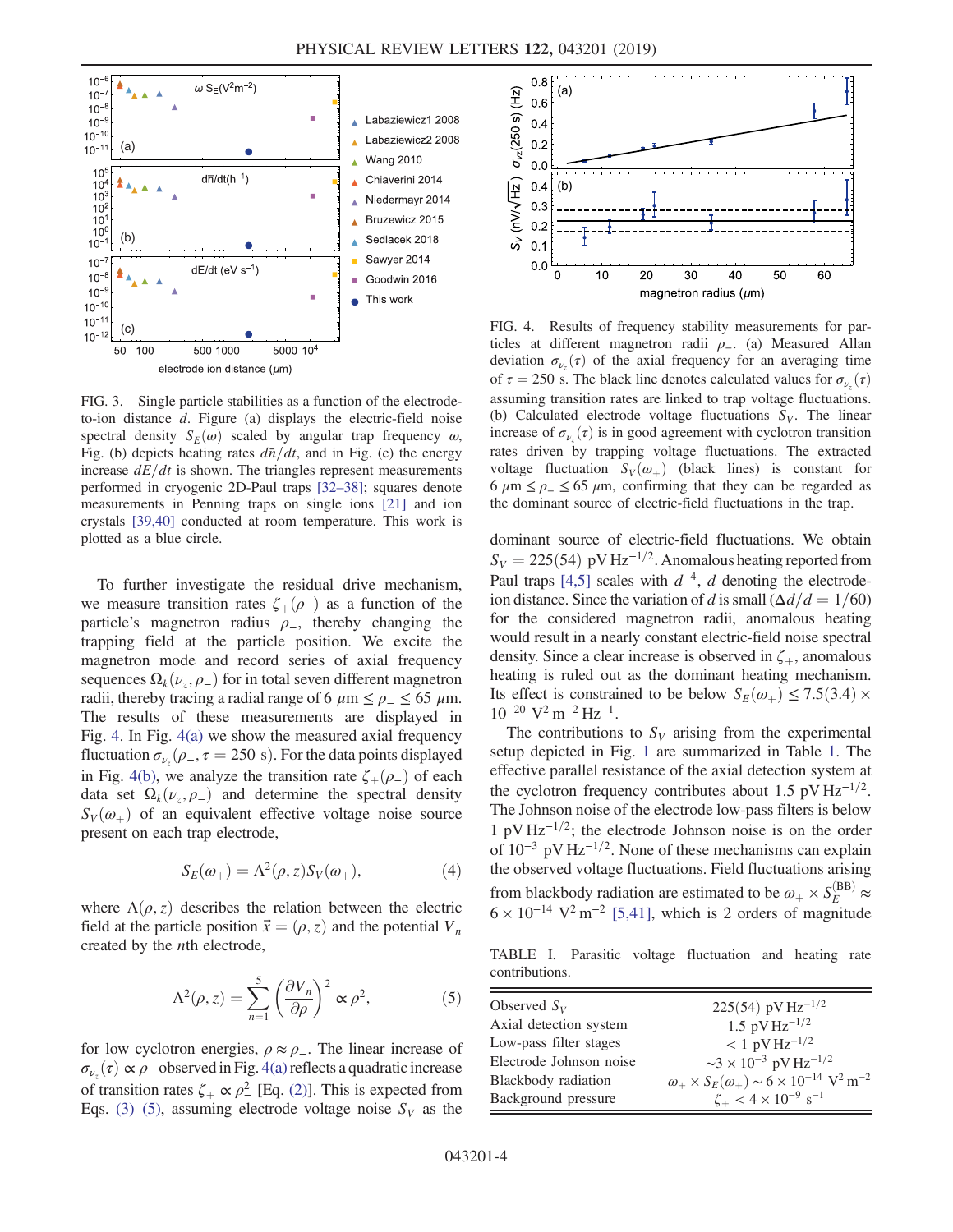FIG. 3. Single particle stabilities as a function of the electrode-to-ion distance $d$. Figure (a) displays the electric-field noise spectral density $S_E(\omega)$ scaled by angular trap frequency $\omega$, Fig. (b) depicts heating rates $d\bar{n}/dt$, and in Fig. (c) the energy increase $dE/dt$ is shown. The triangles represent measurements performed in cryogenic 2D-Paul traps [32–38]; squares denote measurements in Penning traps on single ions [21] and ion crystals [39,40] conducted at room temperature. This work is plotted as a blue circle.

To further investigate the residual drive mechanism, we measure transition rates $\zeta_+(\rho_-)$ as a function of the particle's magnetron radius $\rho_-$, thereby changing the trapping field at the particle position. We excite the magnetron mode and record series of axial frequency sequences $\Omega_k(\nu_z, \rho_-)$ for in total seven different magnetron radii, thereby tracing a radial range of 6 $\mu$m $\leq \rho_- \leq$ 65 $\mu$m. The results of these measurements are displayed in Fig. 4. In Fig. 4(a) we show the measured axial frequency fluctuation $\sigma_{\nu_z}(\rho_-, \tau = 250$ s). For the data points displayed in Fig. 4(b), we analyze the transition rate $\zeta_+(\rho_-)$ of each data set $\Omega_k(\nu_z, \rho_-)$ and determine the spectral density $S_V(\omega_+)$ of an equivalent effective voltage noise source present on each trap electrode,

$$S_E(\omega_+) = \Lambda^2(\rho, z) S_V(\omega_+), \tag{4}$$

where $\Lambda(\rho, z)$ describes the relation between the electric field at the particle position $\vec{x} = (\rho, z)$ and the potential $V_n$ created by the $n$th electrode,

$$\Lambda^2(\rho, z) = \sum_{n=1}^{5} \left(\frac{\partial V_n}{\partial \rho}\right)^2 \propto \rho^2, \tag{5}$$

for low cyclotron energies, $\rho \approx \rho_-$. The linear increase of $\sigma_{\nu_z}(\tau) \propto \rho_-$ observed in Fig. 4(a) reflects a quadratic increase of transition rates $\zeta_+ \propto \rho_-^2$ [Eq. (2)]. This is expected from Eqs. (3)–(5), assuming electrode voltage noise $S_V$ as the dominant source of electric-field fluctuations. We obtain $S_V = 225(54)$ pV Hz$^{-1/2}$. Anomalous heating reported from Paul traps [4,5] scales with $d^{-4}$, $d$ denoting the electrode-ion distance. Since the variation of $d$ is small ($\Delta d/d = 1/60$) for the considered magnetron radii, anomalous heating would result in a nearly constant electric-field noise spectral density. Since a clear increase is observed in $\zeta_+$, anomalous heating is ruled out as the dominant heating mechanism. Its effect is constrained to be below $S_E(\omega_+) \leq 7.5(3.4) \times 10^{-20}$ V$^2$ m$^{-2}$ Hz$^{-1}$.

The contributions to $S_V$ arising from the experimental setup depicted in Fig. 1 are summarized in Table I. The effective parallel resistance of the axial detection system at the cyclotron frequency contributes about 1.5 pV Hz$^{-1/2}$. The Johnson noise of the electrode low-pass filters is below 1 pV Hz$^{-1/2}$; the electrode Johnson noise is on the order of $10^{-3}$ pV Hz$^{-1/2}$. None of these mechanisms can explain the observed voltage fluctuations. Field fluctuations arising from blackbody radiation are estimated to be $\omega_+ \times S_E^{(\mathrm{BB})} \approx 6 \times 10^{-14}$ V$^2$ m$^{-2}$ [5,41], which is 2 orders of magnitude

FIG. 4. Results of frequency stability measurements for particles at different magnetron radii $\rho_-$. (a) Measured Allan deviation $\sigma_{\nu_z}(\tau)$ of the axial frequency for an averaging time of $\tau = 250$ s. The black line denotes calculated values for $\sigma_{\nu_z}(\tau)$ assuming transition rates are linked to trap voltage fluctuations. (b) Calculated electrode voltage fluctuations $S_V$. The linear increase of $\sigma_{\nu_z}(\tau)$ is in good agreement with cyclotron transition rates driven by trapping voltage fluctuations. The extracted voltage fluctuation $S_V(\omega_+)$ (black lines) is constant for 6 $\mu$m $\leq \rho_- \leq$ 65 $\mu$m, confirming that they can be regarded as the dominant source of electric-field fluctuations in the trap.

TABLE I. Parasitic voltage fluctuation and heating rate contributions.

| | |
|---|---|
| Observed $S_V$ | 225(54) pV Hz$^{-1/2}$ |
| Axial detection system | 1.5 pV Hz$^{-1/2}$ |
| Low-pass filter stages | < 1 pV Hz$^{-1/2}$ |
| Electrode Johnson noise | ~3 × $10^{-3}$ pV Hz$^{-1/2}$ |
| Blackbody radiation | $\omega_+ \times S_E(\omega_+) \sim 6 \times 10^{-14}$ V$^2$ m$^{-2}$ |
| Background pressure | $\zeta_+ < 4 \times 10^{-9}$ s$^{-1}$ |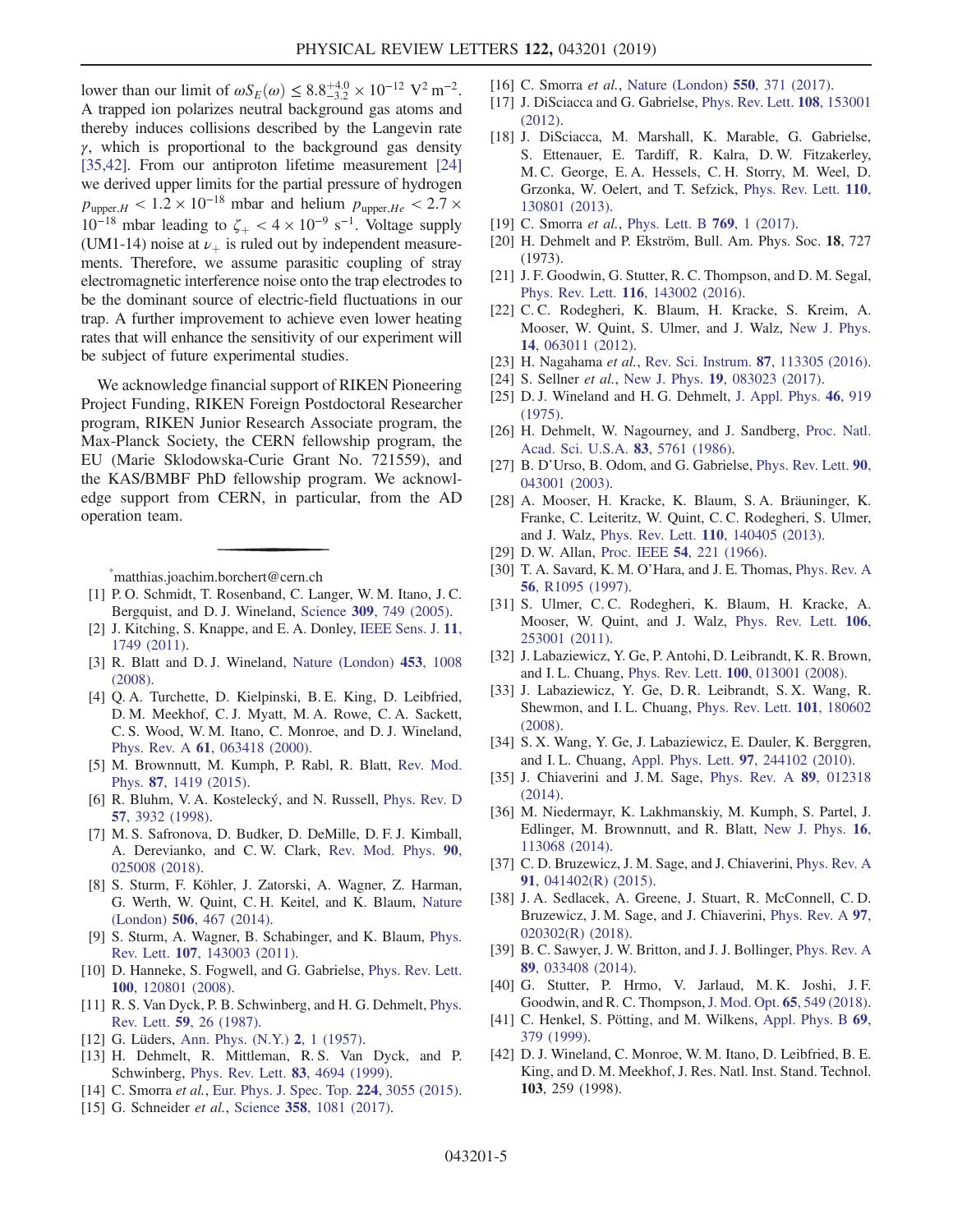lower than our limit of $\omega S_E(\omega) \leq 8.8^{+4.0}_{-3.2} \times 10^{-12}\ \mathrm{V^2\,m^{-2}}$. A trapped ion polarizes neutral background gas atoms and thereby induces collisions described by the Langevin rate $\gamma$, which is proportional to the background gas density [35,42]. From our antiproton lifetime measurement [24] we derived upper limits for the partial pressure of hydrogen $p_{\mathrm{upper},H} < 1.2 \times 10^{-18}$ mbar and helium $p_{\mathrm{upper},He} < 2.7 \times 10^{-18}$ mbar leading to $\zeta_+ < 4 \times 10^{-9}\ \mathrm{s^{-1}}$. Voltage supply (UM1-14) noise at $\nu_+$ is ruled out by independent measurements. Therefore, we assume parasitic coupling of stray electromagnetic interference noise onto the trap electrodes to be the dominant source of electric-field fluctuations in our trap. A further improvement to achieve even lower heating rates that will enhance the sensitivity of our experiment will be subject of future experimental studies.

We acknowledge financial support of RIKEN Pioneering Project Funding, RIKEN Foreign Postdoctoral Researcher program, RIKEN Junior Research Associate program, the Max-Planck Society, the CERN fellowship program, the EU (Marie Sklodowska-Curie Grant No. 721559), and the KAS/BMBF PhD fellowship program. We acknowledge support from CERN, in particular, from the AD operation team.

---

[*] matthias.joachim.borchert@cern.ch

[1] P. O. Schmidt, T. Rosenband, C. Langer, W. M. Itano, J. C. Bergquist, and D. J. Wineland, Science **309**, 749 (2005).

[2] J. Kitching, S. Knappe, and E. A. Donley, IEEE Sens. J. **11**, 1749 (2011).

[3] R. Blatt and D. J. Wineland, Nature (London) **453**, 1008 (2008).

[4] Q. A. Turchette, D. Kielpinski, B. E. King, D. Leibfried, D. M. Meekhof, C. J. Myatt, M. A. Rowe, C. A. Sackett, C. S. Wood, W. M. Itano, C. Monroe, and D. J. Wineland, Phys. Rev. A **61**, 063418 (2000).

[5] M. Brownnutt, M. Kumph, P. Rabl, R. Blatt, Rev. Mod. Phys. **87**, 1419 (2015).

[6] R. Bluhm, V. A. Kostelecký, and N. Russell, Phys. Rev. D **57**, 3932 (1998).

[7] M. S. Safronova, D. Budker, D. DeMille, D. F. J. Kimball, A. Derevianko, and C. W. Clark, Rev. Mod. Phys. **90**, 025008 (2018).

[8] S. Sturm, F. Köhler, J. Zatorski, A. Wagner, Z. Harman, G. Werth, W. Quint, C. H. Keitel, and K. Blaum, Nature (London) **506**, 467 (2014).

[9] S. Sturm, A. Wagner, B. Schabinger, and K. Blaum, Phys. Rev. Lett. **107**, 143003 (2011).

[10] D. Hanneke, S. Fogwell, and G. Gabrielse, Phys. Rev. Lett. **100**, 120801 (2008).

[11] R. S. Van Dyck, P. B. Schwinberg, and H. G. Dehmelt, Phys. Rev. Lett. **59**, 26 (1987).

[12] G. Lüders, Ann. Phys. (N.Y.) **2**, 1 (1957).

[13] H. Dehmelt, R. Mittleman, R. S. Van Dyck, and P. Schwinberg, Phys. Rev. Lett. **83**, 4694 (1999).

[14] C. Smorra *et al.*, Eur. Phys. J. Spec. Top. **224**, 3055 (2015).

[15] G. Schneider *et al.*, Science **358**, 1081 (2017).

[16] C. Smorra *et al.*, Nature (London) **550**, 371 (2017).

[17] J. DiSciacca and G. Gabrielse, Phys. Rev. Lett. **108**, 153001 (2012).

[18] J. DiSciacca, M. Marshall, K. Marable, G. Gabrielse, S. Ettenauer, E. Tardiff, R. Kalra, D. W. Fitzakerley, M. C. George, E. A. Hessels, C. H. Storry, M. Weel, D. Grzonka, W. Oelert, and T. Sefzick, Phys. Rev. Lett. **110**, 130801 (2013).

[19] C. Smorra *et al.*, Phys. Lett. B **769**, 1 (2017).

[20] H. Dehmelt and P. Ekström, Bull. Am. Phys. Soc. **18**, 727 (1973).

[21] J. F. Goodwin, G. Stutter, R. C. Thompson, and D. M. Segal, Phys. Rev. Lett. **116**, 143002 (2016).

[22] C. C. Rodegheri, K. Blaum, H. Kracke, S. Kreim, A. Mooser, W. Quint, S. Ulmer, and J. Walz, New J. Phys. **14**, 063011 (2012).

[23] H. Nagahama *et al.*, Rev. Sci. Instrum. **87**, 113305 (2016).

[24] S. Sellner *et al.*, New J. Phys. **19**, 083023 (2017).

[25] D. J. Wineland and H. G. Dehmelt, J. Appl. Phys. **46**, 919 (1975).

[26] H. Dehmelt, W. Nagourney, and J. Sandberg, Proc. Natl. Acad. Sci. U.S.A. **83**, 5761 (1986).

[27] B. D'Urso, B. Odom, and G. Gabrielse, Phys. Rev. Lett. **90**, 043001 (2003).

[28] A. Mooser, H. Kracke, K. Blaum, S. A. Bräuninger, K. Franke, C. Leiteritz, W. Quint, C. C. Rodegheri, S. Ulmer, and J. Walz, Phys. Rev. Lett. **110**, 140405 (2013).

[29] D. W. Allan, Proc. IEEE **54**, 221 (1966).

[30] T. A. Savard, K. M. O'Hara, and J. E. Thomas, Phys. Rev. A **56**, R1095 (1997).

[31] S. Ulmer, C. C. Rodegheri, K. Blaum, H. Kracke, A. Mooser, W. Quint, and J. Walz, Phys. Rev. Lett. **106**, 253001 (2011).

[32] J. Labaziewicz, Y. Ge, P. Antohi, D. Leibrandt, K. R. Brown, and I. L. Chuang, Phys. Rev. Lett. **100**, 013001 (2008).

[33] J. Labaziewicz, Y. Ge, D. R. Leibrandt, S. X. Wang, R. Shewmon, and I. L. Chuang, Phys. Rev. Lett. **101**, 180602 (2008).

[34] S. X. Wang, Y. Ge, J. Labaziewicz, E. Dauler, K. Berggren, and I. L. Chuang, Appl. Phys. Lett. **97**, 244102 (2010).

[35] J. Chiaverini and J. M. Sage, Phys. Rev. A **89**, 012318 (2014).

[36] M. Niedermayr, K. Lakhmanskiy, M. Kumph, S. Partel, J. Edlinger, M. Brownnutt, and R. Blatt, New J. Phys. **16**, 113068 (2014).

[37] C. D. Bruzewicz, J. M. Sage, and J. Chiaverini, Phys. Rev. A **91**, 041402(R) (2015).

[38] J. A. Sedlacek, A. Greene, J. Stuart, R. McConnell, C. D. Bruzewicz, J. M. Sage, and J. Chiaverini, Phys. Rev. A **97**, 020302(R) (2018).

[39] B. C. Sawyer, J. W. Britton, and J. J. Bollinger, Phys. Rev. A **89**, 033408 (2014).

[40] G. Stutter, P. Hrmo, V. Jarlaud, M. K. Joshi, J. F. Goodwin, and R. C. Thompson, J. Mod. Opt. **65**, 549 (2018).

[41] C. Henkel, S. Pötting, and M. Wilkens, Appl. Phys. B **69**, 379 (1999).

[42] D. J. Wineland, C. Monroe, W. M. Itano, D. Leibfried, B. E. King, and D. M. Meekhof, J. Res. Natl. Inst. Stand. Technol. **103**, 259 (1998).